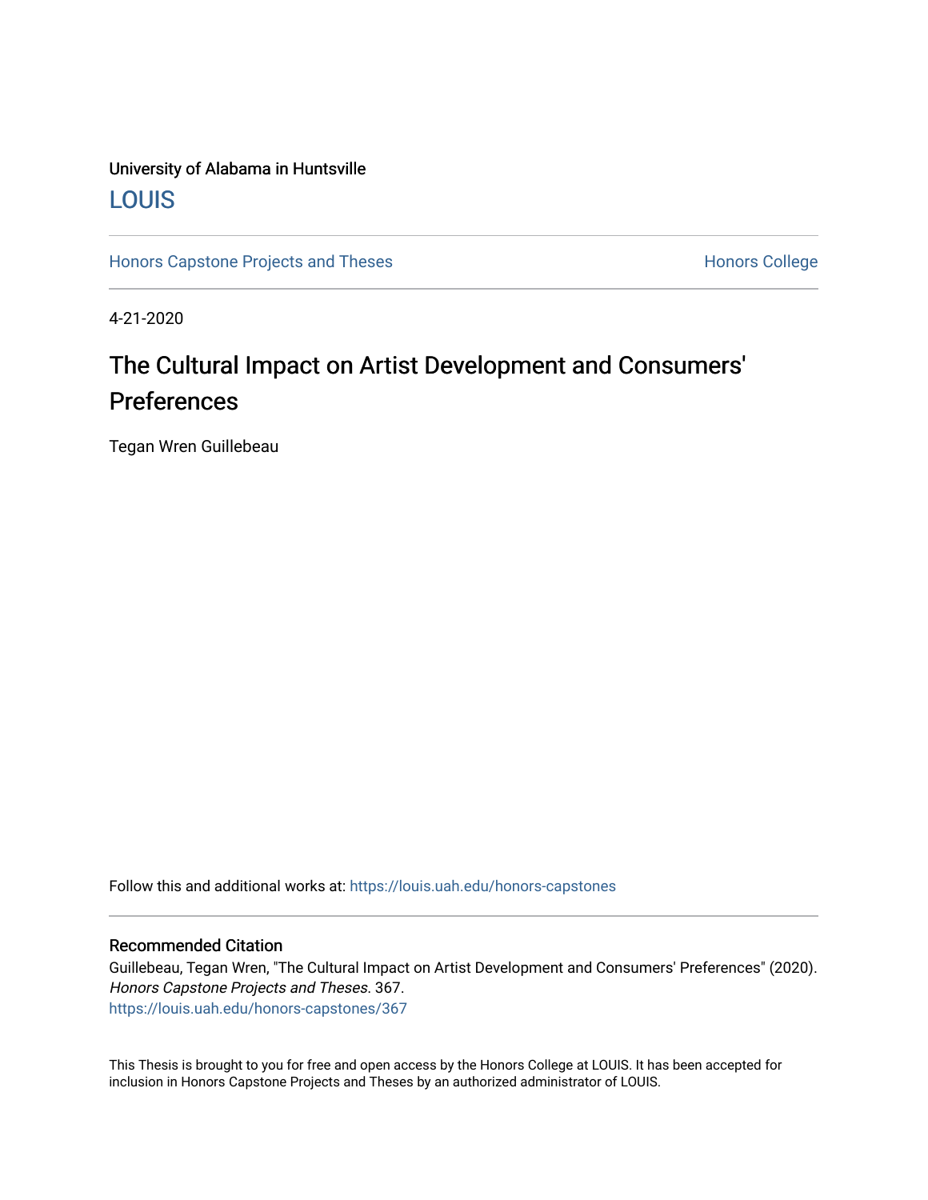University of Alabama in Huntsville

## LOUIS

Honors Capstone Projects and Theses | Honors College

4-21-2020

# The Cultural Impact on Artist Development and Consumers' Preferences

Tegan Wren Guillebeau

Follow this and additional works at: https://louis.uah.edu/honors-capstones

### Recommended Citation

Guillebeau, Tegan Wren, "The Cultural Impact on Artist Development and Consumers' Preferences" (2020). *Honors Capstone Projects and Theses*. 367.
https://louis.uah.edu/honors-capstones/367

This Thesis is brought to you for free and open access by the Honors College at LOUIS. It has been accepted for inclusion in Honors Capstone Projects and Theses by an authorized administrator of LOUIS.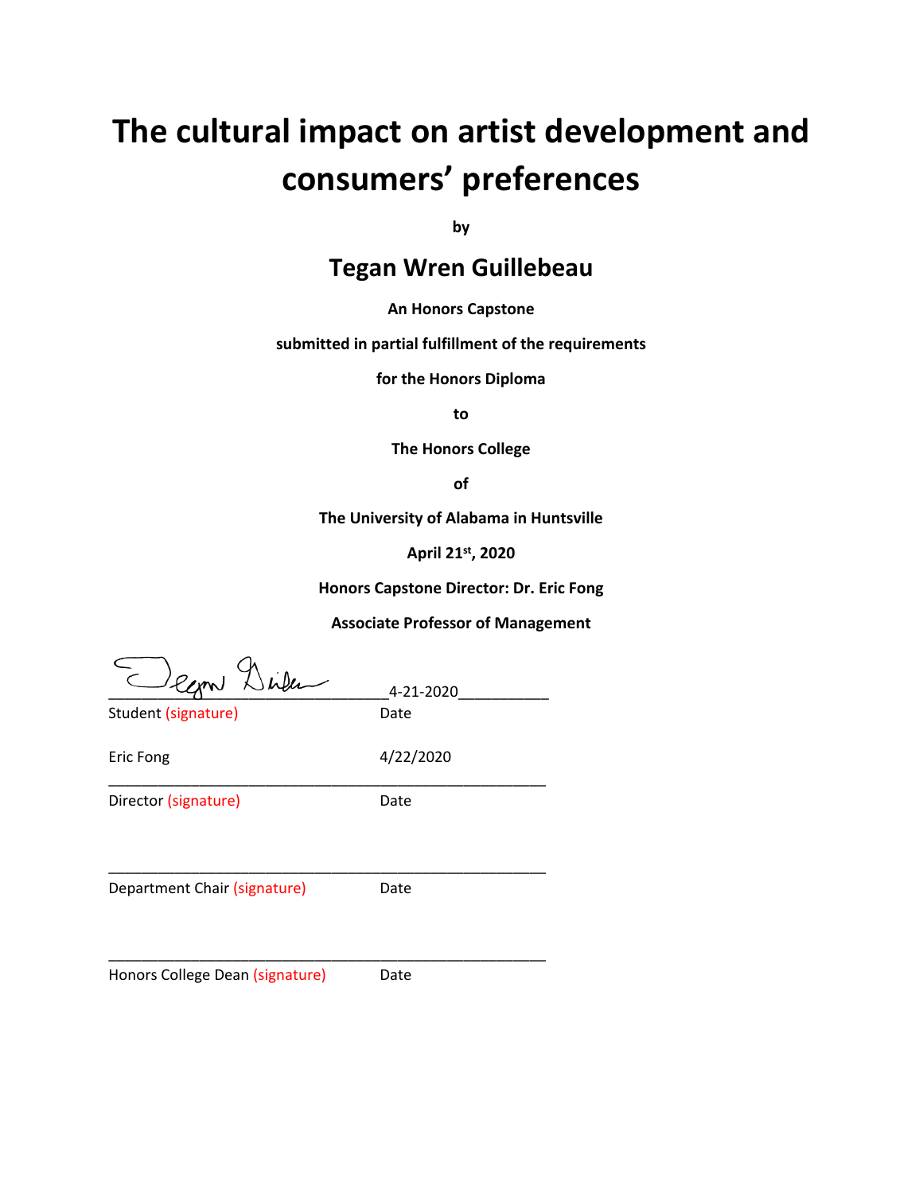# The cultural impact on artist development and consumers' preferences

**by**

## Tegan Wren Guillebeau

**An Honors Capstone**

**submitted in partial fulfillment of the requirements**

**for the Honors Diploma**

**to**

**The Honors College**

**of**

**The University of Alabama in Huntsville**

**April 21st, 2020**

**Honors Capstone Director: Dr. Eric Fong**

**Associate Professor of Management**

\_\_\_\_\_\_\_\_\_\_\_\_\_\_\_\_\_\_\_\_\_\_\_\_\_\_\_\_\_\_\_\_\_\_ 4-21-2020\_\_\_\_\_\_\_\_\_\_

Student (signature) Date

Eric Fong 4/22/2020

\_\_\_\_\_\_\_\_\_\_\_\_\_\_\_\_\_\_\_\_\_\_\_\_\_\_\_\_\_\_\_\_\_\_\_\_\_\_\_\_\_\_\_\_\_\_\_\_\_\_\_\_

Director (signature) Date

\_\_\_\_\_\_\_\_\_\_\_\_\_\_\_\_\_\_\_\_\_\_\_\_\_\_\_\_\_\_\_\_\_\_\_\_\_\_\_\_\_\_\_\_\_\_\_\_\_\_\_\_

Department Chair (signature) Date

\_\_\_\_\_\_\_\_\_\_\_\_\_\_\_\_\_\_\_\_\_\_\_\_\_\_\_\_\_\_\_\_\_\_\_\_\_\_\_\_\_\_\_\_\_\_\_\_\_\_\_\_

Honors College Dean (signature) Date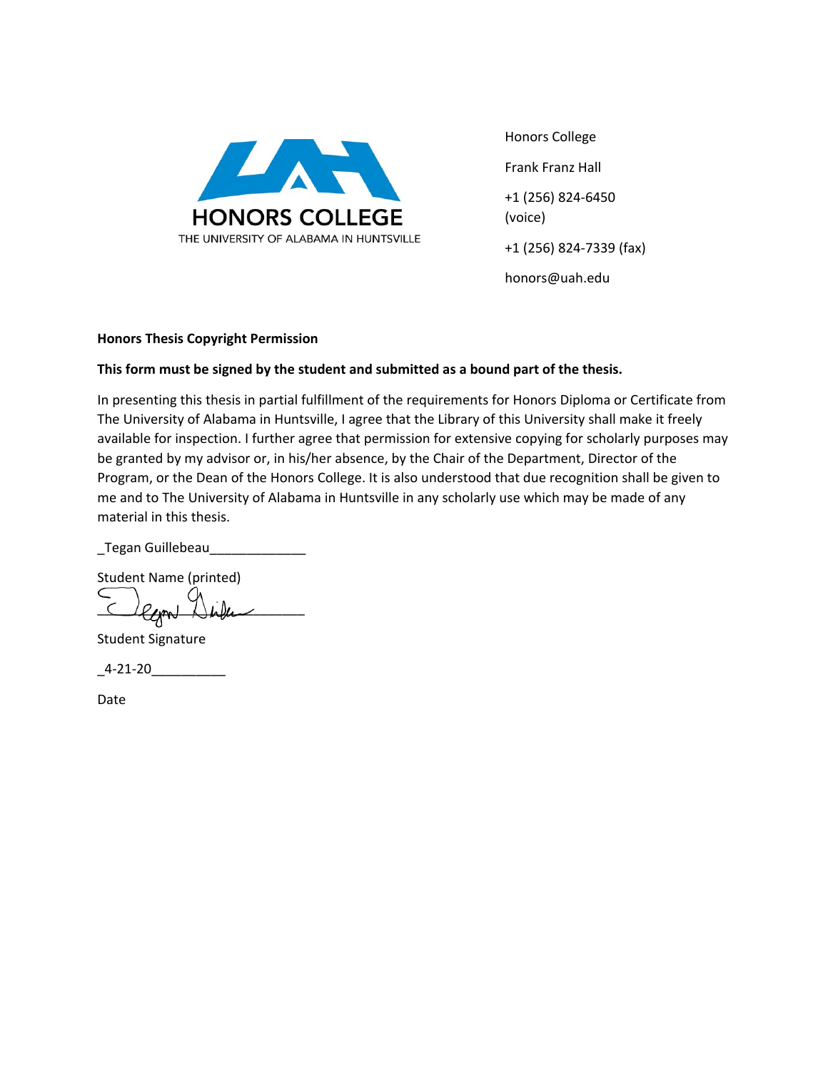HONORS COLLEGE
THE UNIVERSITY OF ALABAMA IN HUNTSVILLE

Honors College

Frank Franz Hall

+1 (256) 824-6450 (voice)

+1 (256) 824-7339 (fax)

honors@uah.edu

**Honors Thesis Copyright Permission**

**This form must be signed by the student and submitted as a bound part of the thesis.**

In presenting this thesis in partial fulfillment of the requirements for Honors Diploma or Certificate from The University of Alabama in Huntsville, I agree that the Library of this University shall make it freely available for inspection. I further agree that permission for extensive copying for scholarly purposes may be granted by my advisor or, in his/her absence, by the Chair of the Department, Director of the Program, or the Dean of the Honors College. It is also understood that due recognition shall be given to me and to The University of Alabama in Huntsville in any scholarly use which may be made of any material in this thesis.

_Tegan Guillebeau_____________

Student Name (printed)

_____________________________

Student Signature

_4-21-20__________

Date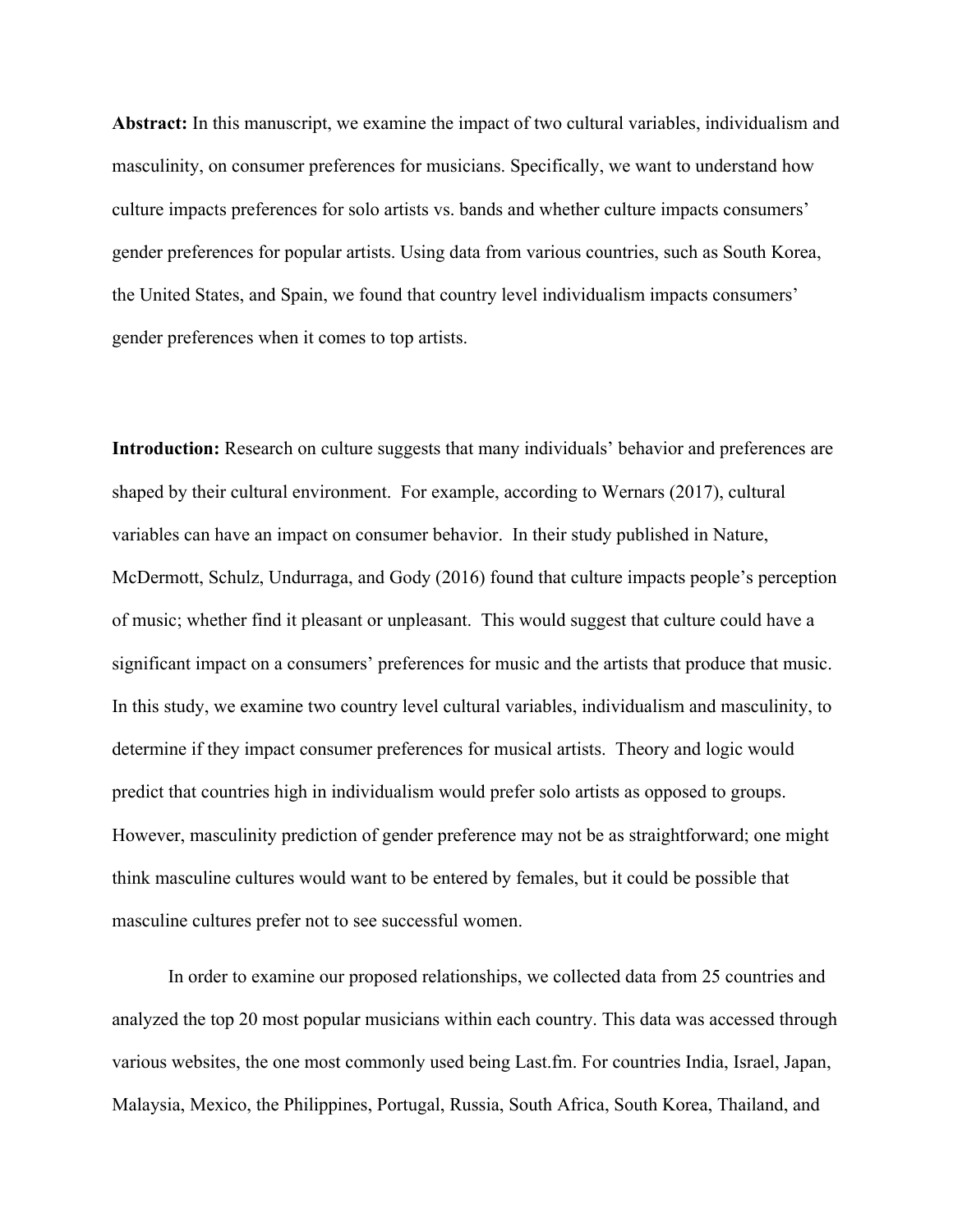**Abstract:** In this manuscript, we examine the impact of two cultural variables, individualism and masculinity, on consumer preferences for musicians. Specifically, we want to understand how culture impacts preferences for solo artists vs. bands and whether culture impacts consumers' gender preferences for popular artists. Using data from various countries, such as South Korea, the United States, and Spain, we found that country level individualism impacts consumers' gender preferences when it comes to top artists.

**Introduction:** Research on culture suggests that many individuals' behavior and preferences are shaped by their cultural environment. For example, according to Wernars (2017), cultural variables can have an impact on consumer behavior. In their study published in Nature, McDermott, Schulz, Undurraga, and Gody (2016) found that culture impacts people's perception of music; whether find it pleasant or unpleasant. This would suggest that culture could have a significant impact on a consumers' preferences for music and the artists that produce that music. In this study, we examine two country level cultural variables, individualism and masculinity, to determine if they impact consumer preferences for musical artists. Theory and logic would predict that countries high in individualism would prefer solo artists as opposed to groups. However, masculinity prediction of gender preference may not be as straightforward; one might think masculine cultures would want to be entered by females, but it could be possible that masculine cultures prefer not to see successful women.

In order to examine our proposed relationships, we collected data from 25 countries and analyzed the top 20 most popular musicians within each country. This data was accessed through various websites, the one most commonly used being Last.fm. For countries India, Israel, Japan, Malaysia, Mexico, the Philippines, Portugal, Russia, South Africa, South Korea, Thailand, and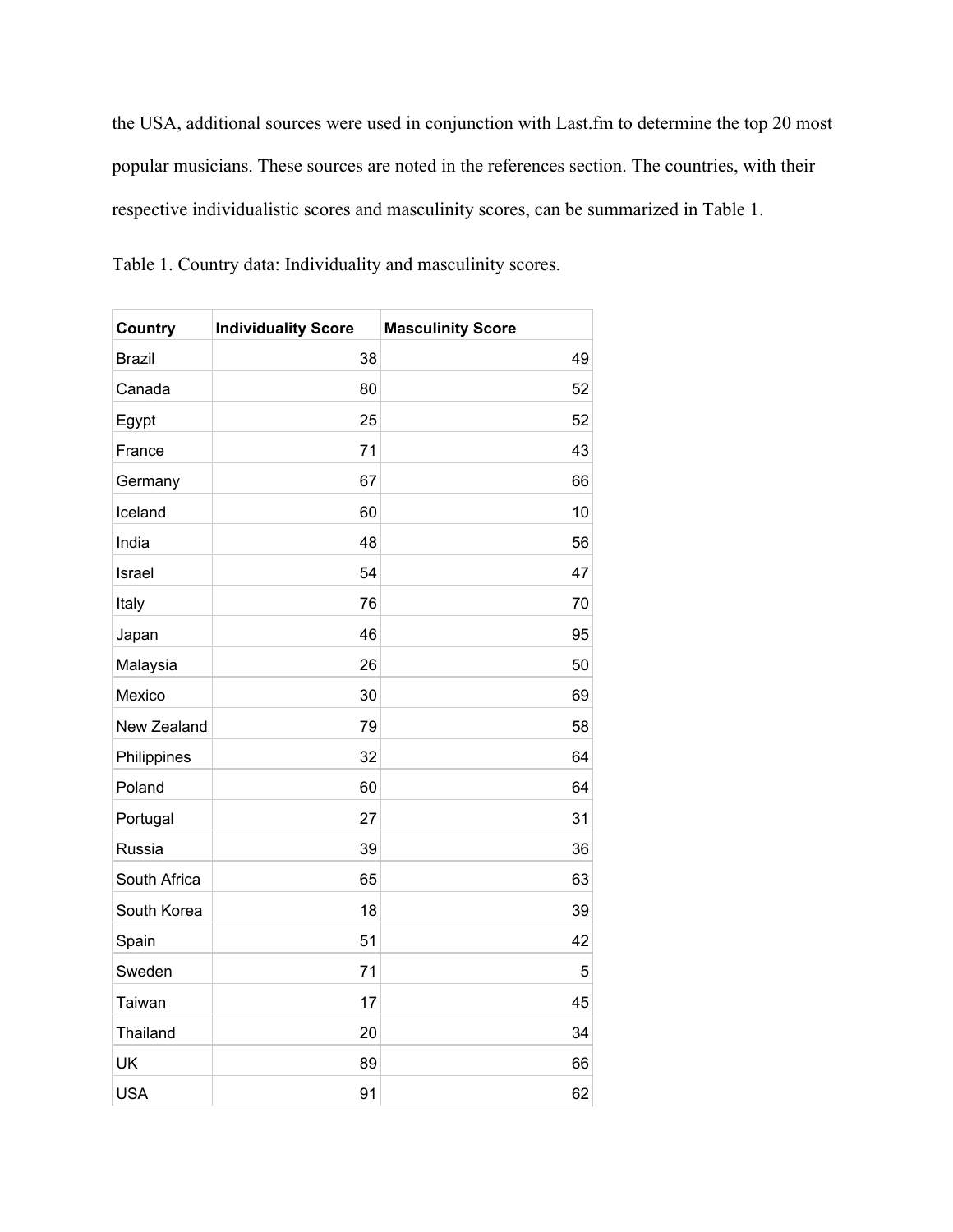the USA, additional sources were used in conjunction with Last.fm to determine the top 20 most popular musicians. These sources are noted in the references section. The countries, with their respective individualistic scores and masculinity scores, can be summarized in Table 1.

Table 1. Country data: Individuality and masculinity scores.

| Country | Individuality Score | Masculinity Score |
|---|---|---|
| Brazil | 38 | 49 |
| Canada | 80 | 52 |
| Egypt | 25 | 52 |
| France | 71 | 43 |
| Germany | 67 | 66 |
| Iceland | 60 | 10 |
| India | 48 | 56 |
| Israel | 54 | 47 |
| Italy | 76 | 70 |
| Japan | 46 | 95 |
| Malaysia | 26 | 50 |
| Mexico | 30 | 69 |
| New Zealand | 79 | 58 |
| Philippines | 32 | 64 |
| Poland | 60 | 64 |
| Portugal | 27 | 31 |
| Russia | 39 | 36 |
| South Africa | 65 | 63 |
| South Korea | 18 | 39 |
| Spain | 51 | 42 |
| Sweden | 71 | 5 |
| Taiwan | 17 | 45 |
| Thailand | 20 | 34 |
| UK | 89 | 66 |
| USA | 91 | 62 |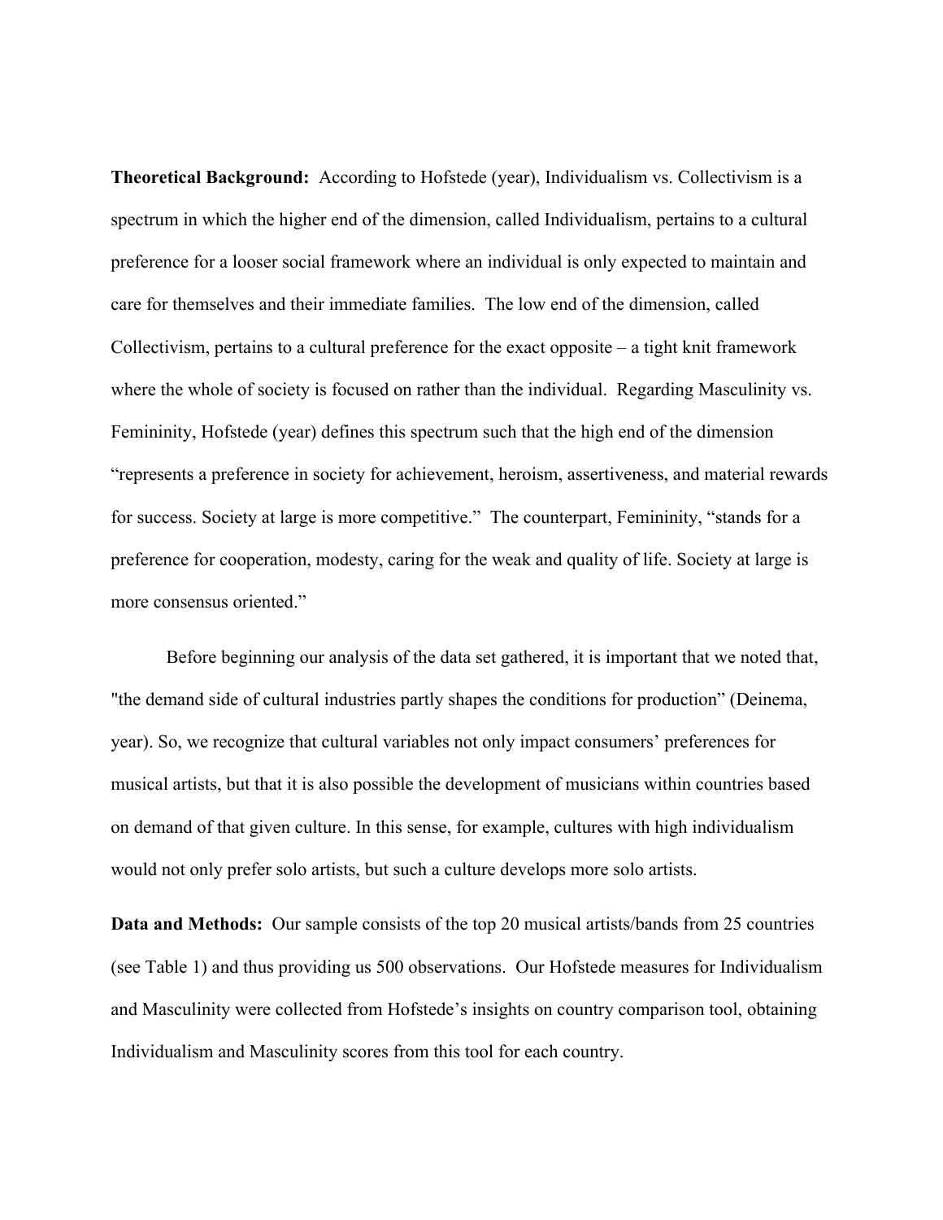**Theoretical Background:** According to Hofstede (year), Individualism vs. Collectivism is a spectrum in which the higher end of the dimension, called Individualism, pertains to a cultural preference for a looser social framework where an individual is only expected to maintain and care for themselves and their immediate families. The low end of the dimension, called Collectivism, pertains to a cultural preference for the exact opposite – a tight knit framework where the whole of society is focused on rather than the individual. Regarding Masculinity vs. Femininity, Hofstede (year) defines this spectrum such that the high end of the dimension "represents a preference in society for achievement, heroism, assertiveness, and material rewards for success. Society at large is more competitive." The counterpart, Femininity, "stands for a preference for cooperation, modesty, caring for the weak and quality of life. Society at large is more consensus oriented."

Before beginning our analysis of the data set gathered, it is important that we noted that, "the demand side of cultural industries partly shapes the conditions for production" (Deinema, year). So, we recognize that cultural variables not only impact consumers' preferences for musical artists, but that it is also possible the development of musicians within countries based on demand of that given culture. In this sense, for example, cultures with high individualism would not only prefer solo artists, but such a culture develops more solo artists.

**Data and Methods:** Our sample consists of the top 20 musical artists/bands from 25 countries (see Table 1) and thus providing us 500 observations. Our Hofstede measures for Individualism and Masculinity were collected from Hofstede's insights on country comparison tool, obtaining Individualism and Masculinity scores from this tool for each country.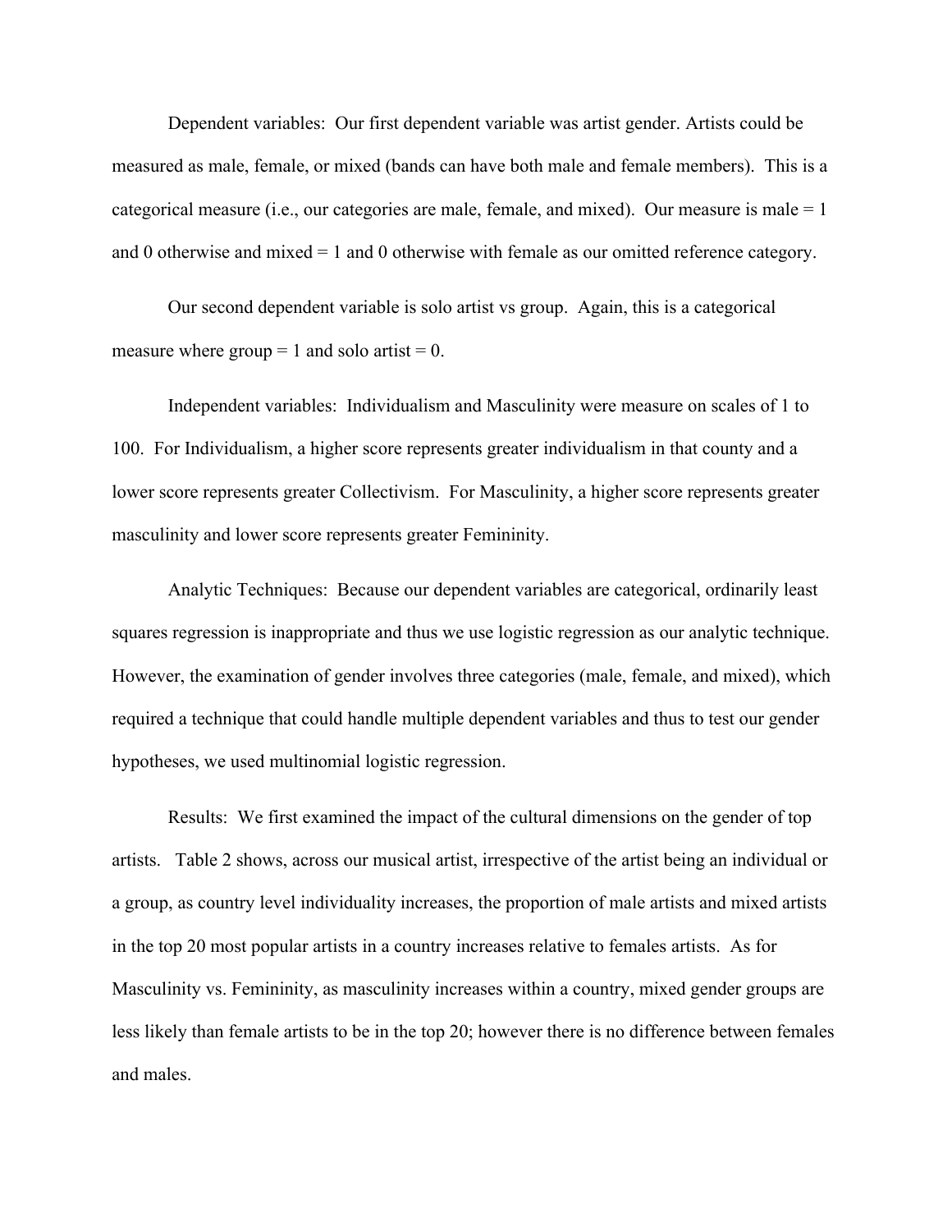Dependent variables: Our first dependent variable was artist gender. Artists could be measured as male, female, or mixed (bands can have both male and female members). This is a categorical measure (i.e., our categories are male, female, and mixed). Our measure is male = 1 and 0 otherwise and mixed = 1 and 0 otherwise with female as our omitted reference category.

Our second dependent variable is solo artist vs group. Again, this is a categorical measure where group = 1 and solo artist = 0.

Independent variables: Individualism and Masculinity were measure on scales of 1 to 100. For Individualism, a higher score represents greater individualism in that county and a lower score represents greater Collectivism. For Masculinity, a higher score represents greater masculinity and lower score represents greater Femininity.

Analytic Techniques: Because our dependent variables are categorical, ordinarily least squares regression is inappropriate and thus we use logistic regression as our analytic technique. However, the examination of gender involves three categories (male, female, and mixed), which required a technique that could handle multiple dependent variables and thus to test our gender hypotheses, we used multinomial logistic regression.

Results: We first examined the impact of the cultural dimensions on the gender of top artists. Table 2 shows, across our musical artist, irrespective of the artist being an individual or a group, as country level individuality increases, the proportion of male artists and mixed artists in the top 20 most popular artists in a country increases relative to females artists. As for Masculinity vs. Femininity, as masculinity increases within a country, mixed gender groups are less likely than female artists to be in the top 20; however there is no difference between females and males.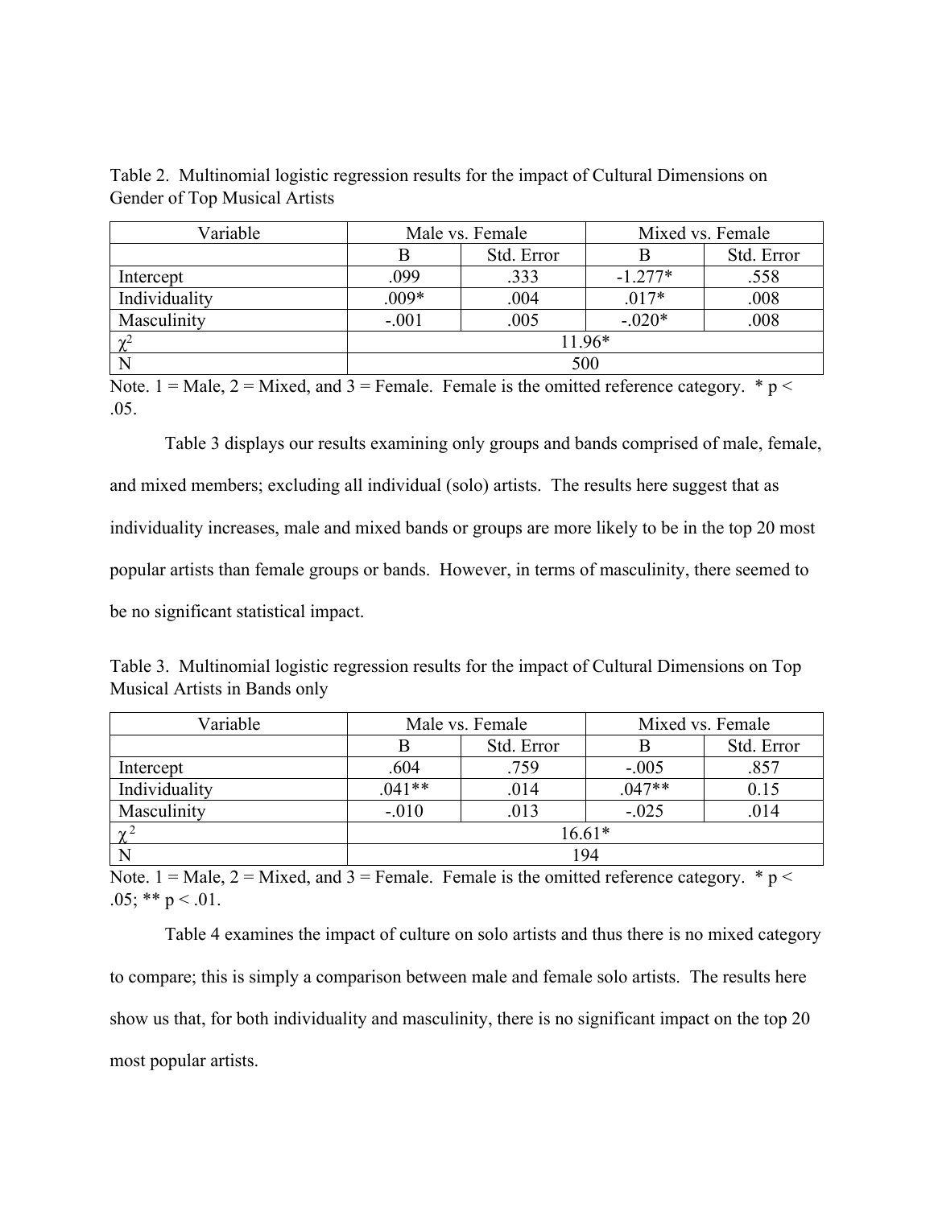Table 2. Multinomial logistic regression results for the impact of Cultural Dimensions on Gender of Top Musical Artists

| Variable | Male vs. Female | | Mixed vs. Female | |
|---|---|---|---|---|
| | B | Std. Error | B | Std. Error |
| Intercept | .099 | .333 | -1.277* | .558 |
| Individuality | .009* | .004 | .017* | .008 |
| Masculinity | -.001 | .005 | -.020* | .008 |
| $\chi^2$ | 11.96* | | | |
| N | 500 | | | |

Note. 1 = Male, 2 = Mixed, and 3 = Female. Female is the omitted reference category. * $p < .05$.

Table 3 displays our results examining only groups and bands comprised of male, female, and mixed members; excluding all individual (solo) artists. The results here suggest that as individuality increases, male and mixed bands or groups are more likely to be in the top 20 most popular artists than female groups or bands. However, in terms of masculinity, there seemed to be no significant statistical impact.

Table 3. Multinomial logistic regression results for the impact of Cultural Dimensions on Top Musical Artists in Bands only

| Variable | Male vs. Female | | Mixed vs. Female | |
|---|---|---|---|---|
| | B | Std. Error | B | Std. Error |
| Intercept | .604 | .759 | -.005 | .857 |
| Individuality | .041** | .014 | .047** | 0.15 |
| Masculinity | -.010 | .013 | -.025 | .014 |
| $\chi^2$ | 16.61* | | | |
| N | 194 | | | |

Note. 1 = Male, 2 = Mixed, and 3 = Female. Female is the omitted reference category. * $p < .05$; ** $p < .01$.

Table 4 examines the impact of culture on solo artists and thus there is no mixed category to compare; this is simply a comparison between male and female solo artists. The results here show us that, for both individuality and masculinity, there is no significant impact on the top 20 most popular artists.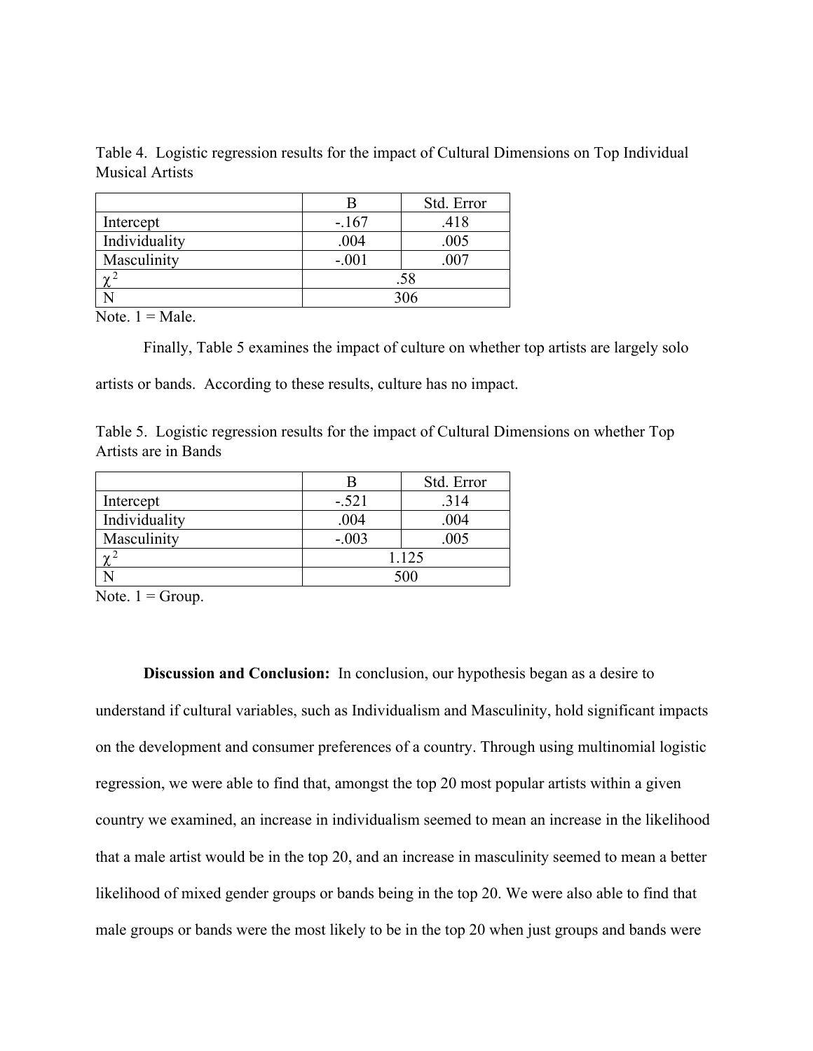Table 4. Logistic regression results for the impact of Cultural Dimensions on Top Individual Musical Artists

| | B | Std. Error |
|---|---|---|
| Intercept | -.167 | .418 |
| Individuality | .004 | .005 |
| Masculinity | -.001 | .007 |
| $\chi^2$ | .58 | |
| N | 306 | |

Note. 1 = Male.

Finally, Table 5 examines the impact of culture on whether top artists are largely solo artists or bands. According to these results, culture has no impact.

Table 5. Logistic regression results for the impact of Cultural Dimensions on whether Top Artists are in Bands

| | B | Std. Error |
|---|---|---|
| Intercept | -.521 | .314 |
| Individuality | .004 | .004 |
| Masculinity | -.003 | .005 |
| $\chi^2$ | 1.125 | |
| N | 500 | |

Note. 1 = Group.

**Discussion and Conclusion:** In conclusion, our hypothesis began as a desire to understand if cultural variables, such as Individualism and Masculinity, hold significant impacts on the development and consumer preferences of a country. Through using multinomial logistic regression, we were able to find that, amongst the top 20 most popular artists within a given country we examined, an increase in individualism seemed to mean an increase in the likelihood that a male artist would be in the top 20, and an increase in masculinity seemed to mean a better likelihood of mixed gender groups or bands being in the top 20. We were also able to find that male groups or bands were the most likely to be in the top 20 when just groups and bands were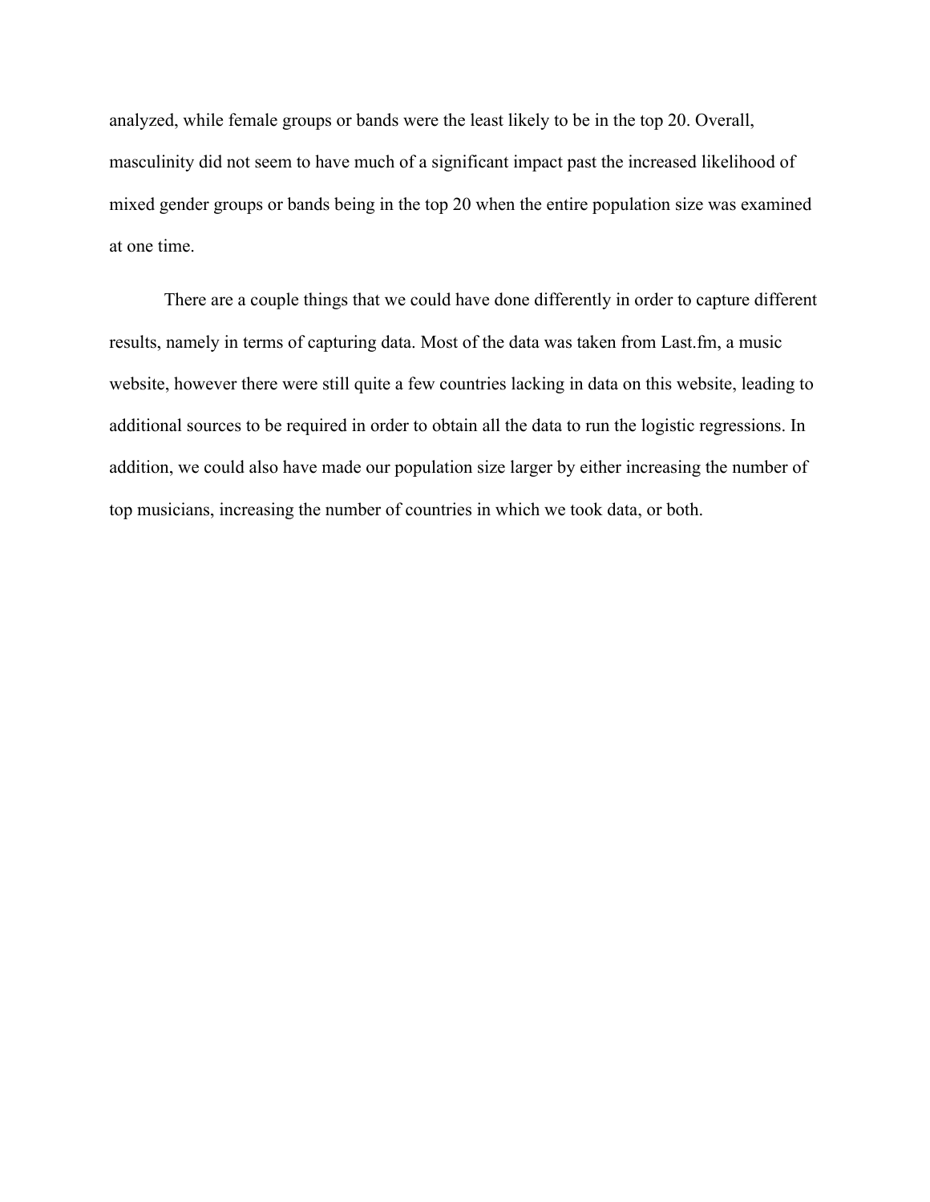analyzed, while female groups or bands were the least likely to be in the top 20. Overall, masculinity did not seem to have much of a significant impact past the increased likelihood of mixed gender groups or bands being in the top 20 when the entire population size was examined at one time.

There are a couple things that we could have done differently in order to capture different results, namely in terms of capturing data. Most of the data was taken from Last.fm, a music website, however there were still quite a few countries lacking in data on this website, leading to additional sources to be required in order to obtain all the data to run the logistic regressions. In addition, we could also have made our population size larger by either increasing the number of top musicians, increasing the number of countries in which we took data, or both.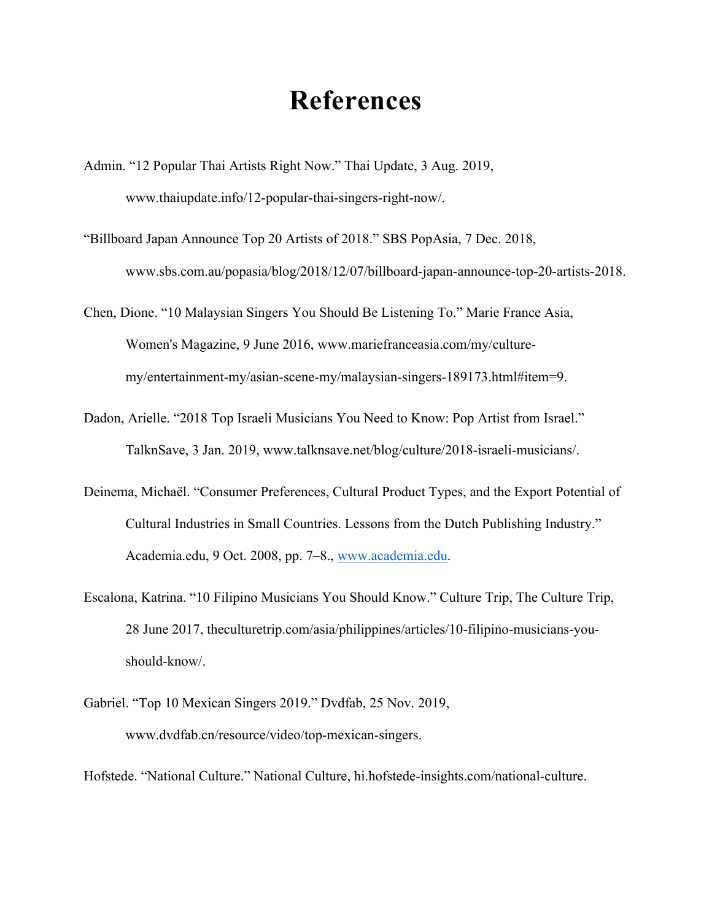# References

Admin. "12 Popular Thai Artists Right Now." Thai Update, 3 Aug. 2019, www.thaiupdate.info/12-popular-thai-singers-right-now/.

"Billboard Japan Announce Top 20 Artists of 2018." SBS PopAsia, 7 Dec. 2018, www.sbs.com.au/popasia/blog/2018/12/07/billboard-japan-announce-top-20-artists-2018.

Chen, Dione. "10 Malaysian Singers You Should Be Listening To." Marie France Asia, Women's Magazine, 9 June 2016, www.mariefranceasia.com/my/culture-my/entertainment-my/asian-scene-my/malaysian-singers-189173.html#item=9.

Dadon, Arielle. "2018 Top Israeli Musicians You Need to Know: Pop Artist from Israel." TalknSave, 3 Jan. 2019, www.talknsave.net/blog/culture/2018-israeli-musicians/.

Deinema, Michaël. "Consumer Preferences, Cultural Product Types, and the Export Potential of Cultural Industries in Small Countries. Lessons from the Dutch Publishing Industry." Academia.edu, 9 Oct. 2008, pp. 7–8., [www.academia.edu](www.academia.edu).

Escalona, Katrina. "10 Filipino Musicians You Should Know." Culture Trip, The Culture Trip, 28 June 2017, theculturetrip.com/asia/philippines/articles/10-filipino-musicians-you-should-know/.

Gabriel. "Top 10 Mexican Singers 2019." Dvdfab, 25 Nov. 2019, www.dvdfab.cn/resource/video/top-mexican-singers.

Hofstede. "National Culture." National Culture, hi.hofstede-insights.com/national-culture.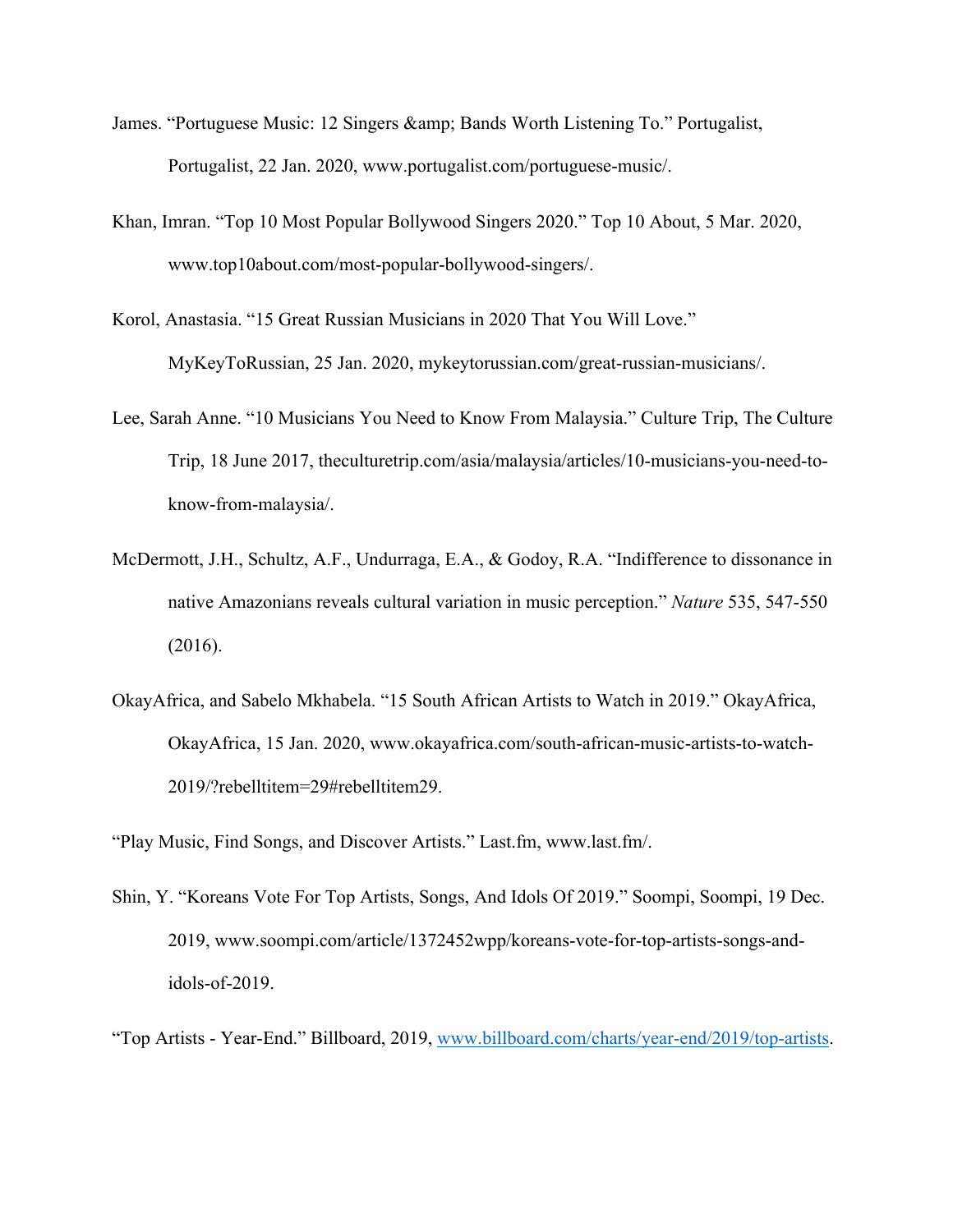James. “Portuguese Music: 12 Singers &amp; Bands Worth Listening To.” Portugalist, Portugalist, 22 Jan. 2020, www.portugalist.com/portuguese-music/.

Khan, Imran. “Top 10 Most Popular Bollywood Singers 2020.” Top 10 About, 5 Mar. 2020, www.top10about.com/most-popular-bollywood-singers/.

Korol, Anastasia. “15 Great Russian Musicians in 2020 That You Will Love.” MyKeyToRussian, 25 Jan. 2020, mykeytorussian.com/great-russian-musicians/.

Lee, Sarah Anne. “10 Musicians You Need to Know From Malaysia.” Culture Trip, The Culture Trip, 18 June 2017, theculturetrip.com/asia/malaysia/articles/10-musicians-you-need-to-know-from-malaysia/.

McDermott, J.H., Schultz, A.F., Undurraga, E.A., & Godoy, R.A. “Indifference to dissonance in native Amazonians reveals cultural variation in music perception.” *Nature* 535, 547-550 (2016).

OkayAfrica, and Sabelo Mkhabela. “15 South African Artists to Watch in 2019.” OkayAfrica, OkayAfrica, 15 Jan. 2020, www.okayafrica.com/south-african-music-artists-to-watch-2019/?rebelltitem=29#rebelltitem29.

“Play Music, Find Songs, and Discover Artists.” Last.fm, www.last.fm/.

Shin, Y. “Koreans Vote For Top Artists, Songs, And Idols Of 2019.” Soompi, Soompi, 19 Dec. 2019, www.soompi.com/article/1372452wpp/koreans-vote-for-top-artists-songs-and-idols-of-2019.

“Top Artists - Year-End.” Billboard, 2019, www.billboard.com/charts/year-end/2019/top-artists.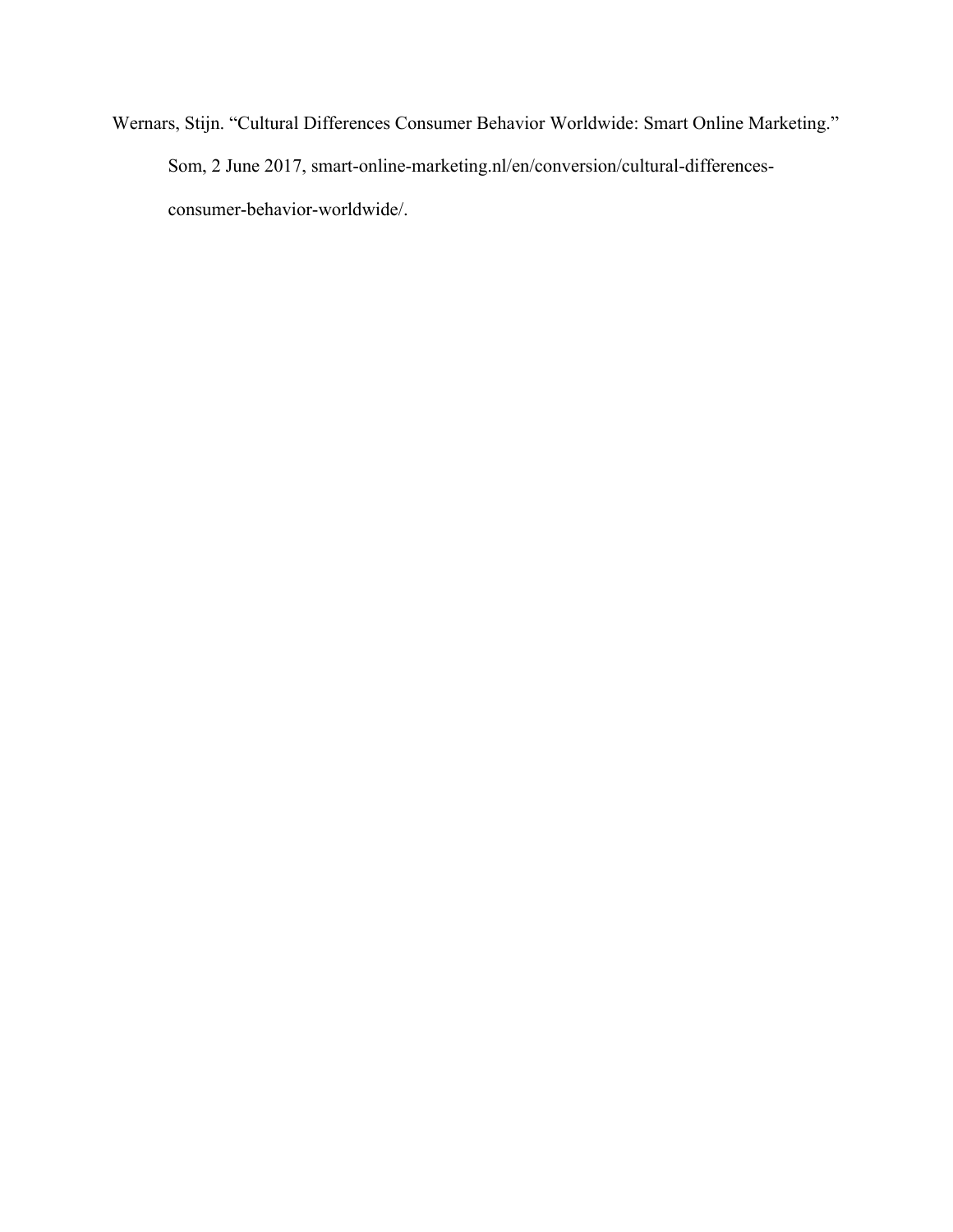Wernars, Stijn. “Cultural Differences Consumer Behavior Worldwide: Smart Online Marketing.” Som, 2 June 2017, smart-online-marketing.nl/en/conversion/cultural-differences-consumer-behavior-worldwide/.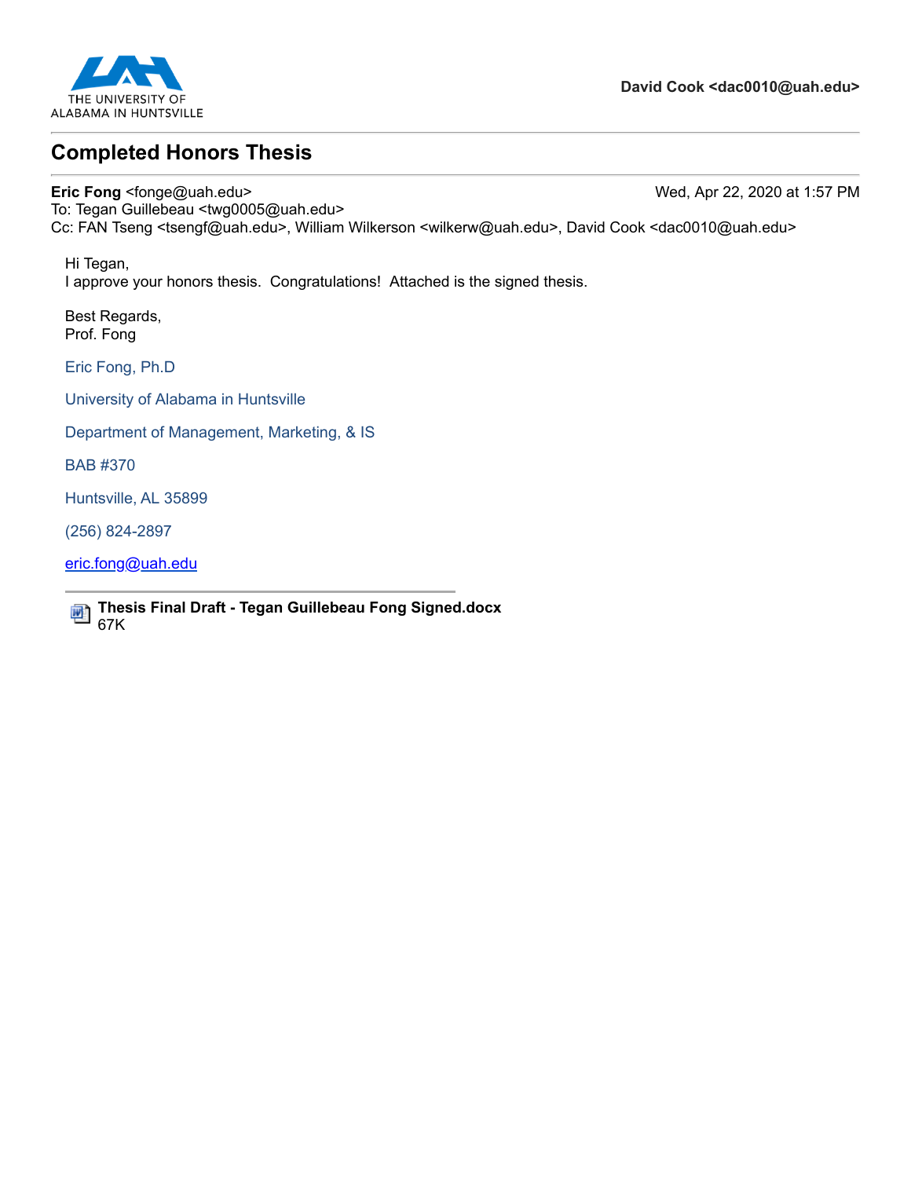THE UNIVERSITY OF ALABAMA IN HUNTSVILLE

**David Cook <dac0010@uah.edu>**

## Completed Honors Thesis

**Eric Fong** <fonge@uah.edu> Wed, Apr 22, 2020 at 1:57 PM
To: Tegan Guillebeau <twg0005@uah.edu>
Cc: FAN Tseng <tsengf@uah.edu>, William Wilkerson <wilkerw@uah.edu>, David Cook <dac0010@uah.edu>

Hi Tegan,
I approve your honors thesis. Congratulations! Attached is the signed thesis.

Best Regards,
Prof. Fong

Eric Fong, Ph.D

University of Alabama in Huntsville

Department of Management, Marketing, & IS

BAB #370

Huntsville, AL 35899

(256) 824-2897

eric.fong@uah.edu

---

**Thesis Final Draft - Tegan Guillebeau Fong Signed.docx**
67K